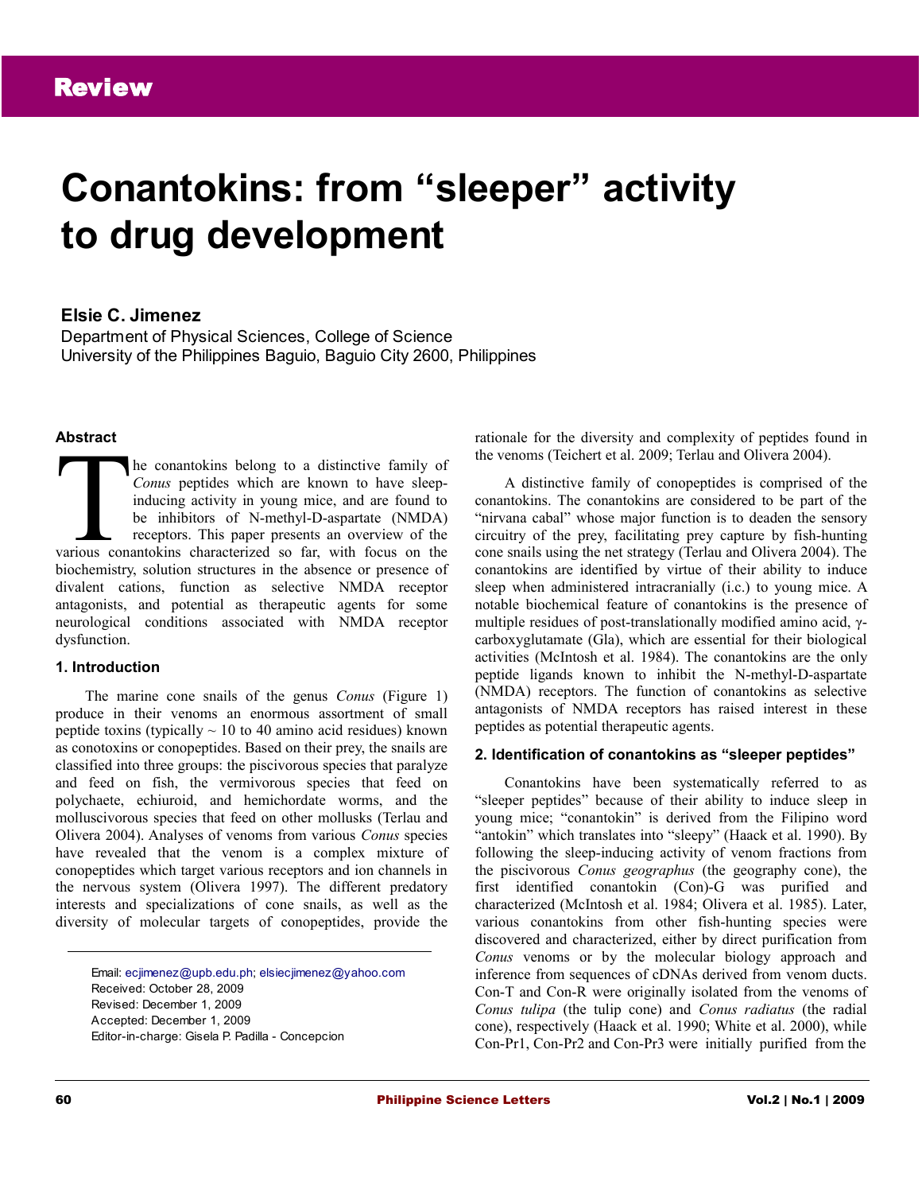Review

# Conantokins: from "sleeper" activity to drug development

**Elsie C. Jimenez**
Department of Physical Sciences, College of Science
University of the Philippines Baguio, Baguio City 2600, Philippines

Email: ecjimenez@upb.edu.ph; elsiecjimenez@yahoo.com
Received: October 28, 2009
Revised: December 1, 2009
Accepted: December 1, 2009
Editor-in-charge: Gisela P. Padilla - Concepcion

### Abstract

The conantokins belong to a distinctive family of *Conus* peptides which are known to have sleep-inducing activity in young mice, and are found to be inhibitors of N-methyl-D-aspartate (NMDA) receptors. This paper presents an overview of the various conantokins characterized so far, with focus on the biochemistry, solution structures in the absence or presence of divalent cations, function as selective NMDA receptor antagonists, and potential as therapeutic agents for some neurological conditions associated with NMDA receptor dysfunction.

### 1. Introduction

The marine cone snails of the genus *Conus* (Figure 1) produce in their venoms an enormous assortment of small peptide toxins (typically ~ 10 to 40 amino acid residues) known as conotoxins or conopeptides. Based on their prey, the snails are classified into three groups: the piscivorous species that paralyze and feed on fish, the vermivorous species that feed on polychaete, echiuroid, and hemichordate worms, and the molluscivorous species that feed on other mollusks (Terlau and Olivera 2004). Analyses of venoms from various *Conus* species have revealed that the venom is a complex mixture of conopeptides which target various receptors and ion channels in the nervous system (Olivera 1997). The different predatory interests and specializations of cone snails, as well as the diversity of molecular targets of conopeptides, provide the rationale for the diversity and complexity of peptides found in the venoms (Teichert et al. 2009; Terlau and Olivera 2004).

A distinctive family of conopeptides is comprised of the conantokins. The conantokins are considered to be part of the "nirvana cabal" whose major function is to deaden the sensory circuitry of the prey, facilitating prey capture by fish-hunting cone snails using the net strategy (Terlau and Olivera 2004). The conantokins are identified by virtue of their ability to induce sleep when administered intracranially (i.c.) to young mice. A notable biochemical feature of conantokins is the presence of multiple residues of post-translationally modified amino acid, γ-carboxyglutamate (Gla), which are essential for their biological activities (McIntosh et al. 1984). The conantokins are the only peptide ligands known to inhibit the N-methyl-D-aspartate (NMDA) receptors. The function of conantokins as selective antagonists of NMDA receptors has raised interest in these peptides as potential therapeutic agents.

### 2. Identification of conantokins as "sleeper peptides"

Conantokins have been systematically referred to as "sleeper peptides" because of their ability to induce sleep in young mice; "conantokin" is derived from the Filipino word "antokin" which translates into "sleepy" (Haack et al. 1990). By following the sleep-inducing activity of venom fractions from the piscivorous *Conus geographus* (the geography cone), the first identified conantokin (Con)-G was purified and characterized (McIntosh et al. 1984; Olivera et al. 1985). Later, various conantokins from other fish-hunting species were discovered and characterized, either by direct purification from *Conus* venoms or by the molecular biology approach and inference from sequences of cDNAs derived from venom ducts. Con-T and Con-R were originally isolated from the venoms of *Conus tulipa* (the tulip cone) and *Conus radiatus* (the radial cone), respectively (Haack et al. 1990; White et al. 2000), while Con-Pr1, Con-Pr2 and Con-Pr3 were initially purified from the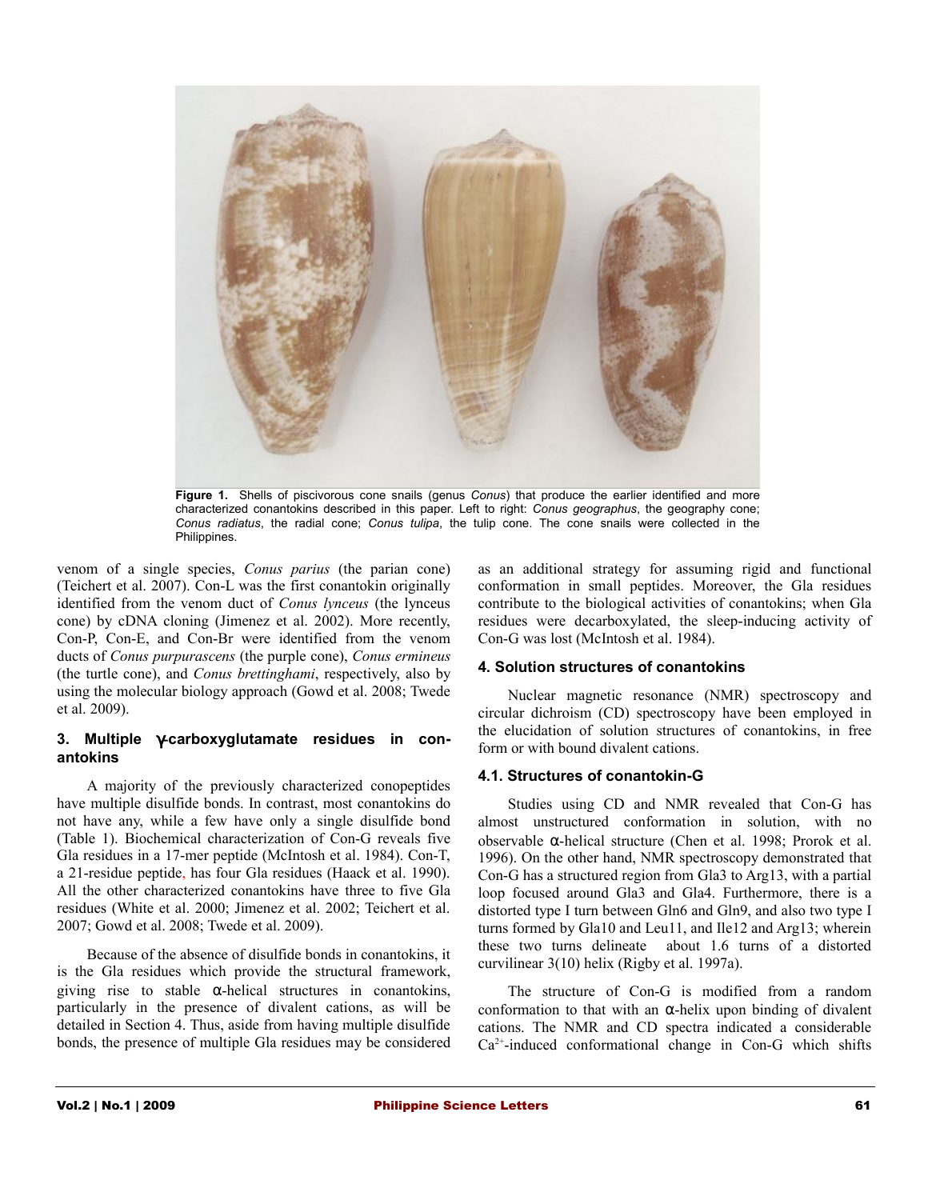**Figure 1.** Shells of piscivorous cone snails (genus *Conus*) that produce the earlier identified and more characterized conantokins described in this paper. Left to right: *Conus geographus*, the geography cone; *Conus radiatus*, the radial cone; *Conus tulipa*, the tulip cone. The cone snails were collected in the Philippines.

venom of a single species, *Conus parius* (the parian cone) (Teichert et al. 2007). Con-L was the first conantokin originally identified from the venom duct of *Conus lynceus* (the lynceus cone) by cDNA cloning (Jimenez et al. 2002). More recently, Con-P, Con-E, and Con-Br were identified from the venom ducts of *Conus purpurascens* (the purple cone), *Conus ermineus* (the turtle cone), and *Conus brettinghami*, respectively, also by using the molecular biology approach (Gowd et al. 2008; Twede et al. 2009).

### 3. Multiple γ-carboxyglutamate residues in conantokins

A majority of the previously characterized conopeptides have multiple disulfide bonds. In contrast, most conantokins do not have any, while a few have only a single disulfide bond (Table 1). Biochemical characterization of Con-G reveals five Gla residues in a 17-mer peptide (McIntosh et al. 1984). Con-T, a 21-residue peptide, has four Gla residues (Haack et al. 1990). All the other characterized conantokins have three to five Gla residues (White et al. 2000; Jimenez et al. 2002; Teichert et al. 2007; Gowd et al. 2008; Twede et al. 2009).

Because of the absence of disulfide bonds in conantokins, it is the Gla residues which provide the structural framework, giving rise to stable α-helical structures in conantokins, particularly in the presence of divalent cations, as will be detailed in Section 4. Thus, aside from having multiple disulfide bonds, the presence of multiple Gla residues may be considered as an additional strategy for assuming rigid and functional conformation in small peptides. Moreover, the Gla residues contribute to the biological activities of conantokins; when Gla residues were decarboxylated, the sleep-inducing activity of Con-G was lost (McIntosh et al. 1984).

### 4. Solution structures of conantokins

Nuclear magnetic resonance (NMR) spectroscopy and circular dichroism (CD) spectroscopy have been employed in the elucidation of solution structures of conantokins, in free form or with bound divalent cations.

#### 4.1. Structures of conantokin-G

Studies using CD and NMR revealed that Con-G has almost unstructured conformation in solution, with no observable α-helical structure (Chen et al. 1998; Prorok et al. 1996). On the other hand, NMR spectroscopy demonstrated that Con-G has a structured region from Gla3 to Arg13, with a partial loop focused around Gla3 and Gla4. Furthermore, there is a distorted type I turn between Gln6 and Gln9, and also two type I turns formed by Gla10 and Leu11, and Ile12 and Arg13; wherein these two turns delineate about 1.6 turns of a distorted curvilinear 3(10) helix (Rigby et al. 1997a).

The structure of Con-G is modified from a random conformation to that with an α-helix upon binding of divalent cations. The NMR and CD spectra indicated a considerable $Ca^{2+}$-induced conformational change in Con-G which shifts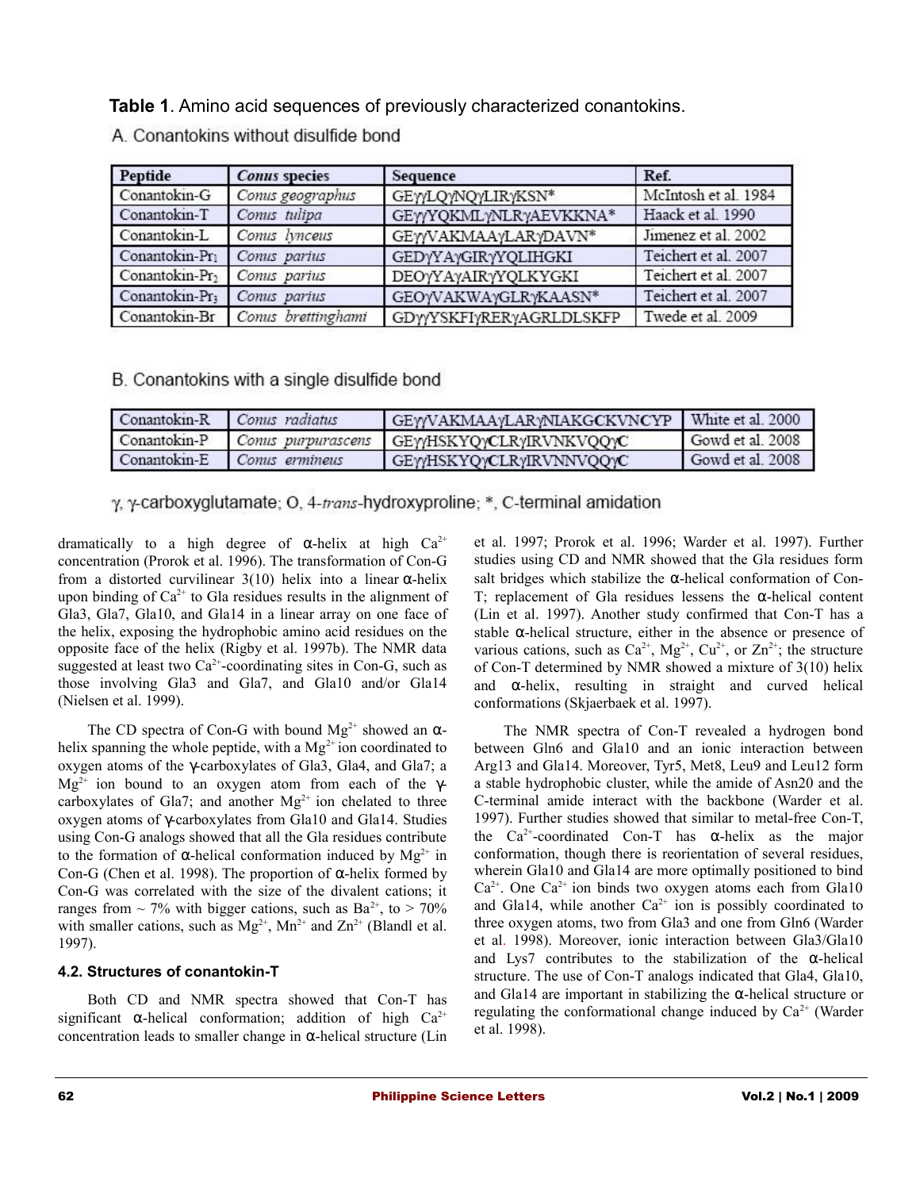**Table 1**. Amino acid sequences of previously characterized conantokins.

A. Conantokins without disulfide bond

| Peptide | *Conus* species | Sequence | Ref. |
|---|---|---|---|
| Conantokin-G | *Conus geographus* | GEγγLQγNQγLIRγKSN* | McIntosh et al. 1984 |
| Conantokin-T | *Conus tulipa* | GEγγYQKMLγNLRγAEVKKNA* | Haack et al. 1990 |
| Conantokin-L | *Conus lynceus* | GEγγVAKMAAγLARγDAVN* | Jimenez et al. 2002 |
| Conantokin-Pr1 | *Conus parius* | GEDγYAγGIRγYQLIHGKI | Teichert et al. 2007 |
| Conantokin-Pr2 | *Conus parius* | DEOγYAγAIRγYQLKYGKI | Teichert et al. 2007 |
| Conantokin-Pr3 | *Conus parius* | GEOγVAKWAγGLRγKAASN* | Teichert et al. 2007 |
| Conantokin-Br | *Conus brettinghami* | GDγγYSKFIγRERγAGRLDLSKFP | Twede et al. 2009 |

B. Conantokins with a single disulfide bond

| Peptide | *Conus* species | Sequence | Ref. |
|---|---|---|---|
| Conantokin-R | *Conus radiatus* | GEγγVAKMAAγLARγNIAKGCKVNCYP | White et al. 2000 |
| Conantokin-P | *Conus purpurascens* | GEγγHSKYQγCLRγIRVNKVQQγC | Gowd et al. 2008 |
| Conantokin-E | *Conus ermineus* | GEγγHSKYQγCLRγIRVNNVQQγC | Gowd et al. 2008 |

γ, γ-carboxyglutamate; O, 4-*trans*-hydroxyproline; *, C-terminal amidation

dramatically to a high degree of α-helix at high $Ca^{2+}$ concentration (Prorok et al. 1996). The transformation of Con-G from a distorted curvilinear 3(10) helix into a linear α-helix upon binding of $Ca^{2+}$ to Gla residues results in the alignment of Gla3, Gla7, Gla10, and Gla14 in a linear array on one face of the helix, exposing the hydrophobic amino acid residues on the opposite face of the helix (Rigby et al. 1997b). The NMR data suggested at least two $Ca^{2+}$-coordinating sites in Con-G, such as those involving Gla3 and Gla7, and Gla10 and/or Gla14 (Nielsen et al. 1999).

The CD spectra of Con-G with bound $Mg^{2+}$ showed an α-helix spanning the whole peptide, with a $Mg^{2+}$ ion coordinated to oxygen atoms of the γ-carboxylates of Gla3, Gla4, and Gla7; a $Mg^{2+}$ ion bound to an oxygen atom from each of the γ-carboxylates of Gla7; and another $Mg^{2+}$ ion chelated to three oxygen atoms of γ-carboxylates from Gla10 and Gla14. Studies using Con-G analogs showed that all the Gla residues contribute to the formation of α-helical conformation induced by $Mg^{2+}$ in Con-G (Chen et al. 1998). The proportion of α-helix formed by Con-G was correlated with the size of the divalent cations; it ranges from ~ 7% with bigger cations, such as $Ba^{2+}$, to > 70% with smaller cations, such as $Mg^{2+}$, $Mn^{2+}$ and $Zn^{2+}$ (Blandl et al. 1997).

### 4.2. Structures of conantokin-T

Both CD and NMR spectra showed that Con-T has significant α-helical conformation; addition of high $Ca^{2+}$ concentration leads to smaller change in α-helical structure (Lin et al. 1997; Prorok et al. 1996; Warder et al. 1997). Further studies using CD and NMR showed that the Gla residues form salt bridges which stabilize the α-helical conformation of Con-T; replacement of Gla residues lessens the α-helical content (Lin et al. 1997). Another study confirmed that Con-T has a stable α-helical structure, either in the absence or presence of various cations, such as $Ca^{2+}$, $Mg^{2+}$, $Cu^{2+}$, or $Zn^{2+}$; the structure of Con-T determined by NMR showed a mixture of 3(10) helix and α-helix, resulting in straight and curved helical conformations (Skjaerbaek et al. 1997).

The NMR spectra of Con-T revealed a hydrogen bond between Gln6 and Gla10 and an ionic interaction between Arg13 and Gla14. Moreover, Tyr5, Met8, Leu9 and Leu12 form a stable hydrophobic cluster, while the amide of Asn20 and the C-terminal amide interact with the backbone (Warder et al. 1997). Further studies showed that similar to metal-free Con-T, the $Ca^{2+}$-coordinated Con-T has α-helix as the major conformation, though there is reorientation of several residues, wherein Gla10 and Gla14 are more optimally positioned to bind $Ca^{2+}$. One $Ca^{2+}$ ion binds two oxygen atoms each from Gla10 and Gla14, while another $Ca^{2+}$ ion is possibly coordinated to three oxygen atoms, two from Gla3 and one from Gln6 (Warder et al. 1998). Moreover, ionic interaction between Gla3/Gla10 and Lys7 contributes to the stabilization of the α-helical structure. The use of Con-T analogs indicated that Gla4, Gla10, and Gla14 are important in stabilizing the α-helical structure or regulating the conformational change induced by $Ca^{2+}$ (Warder et al. 1998).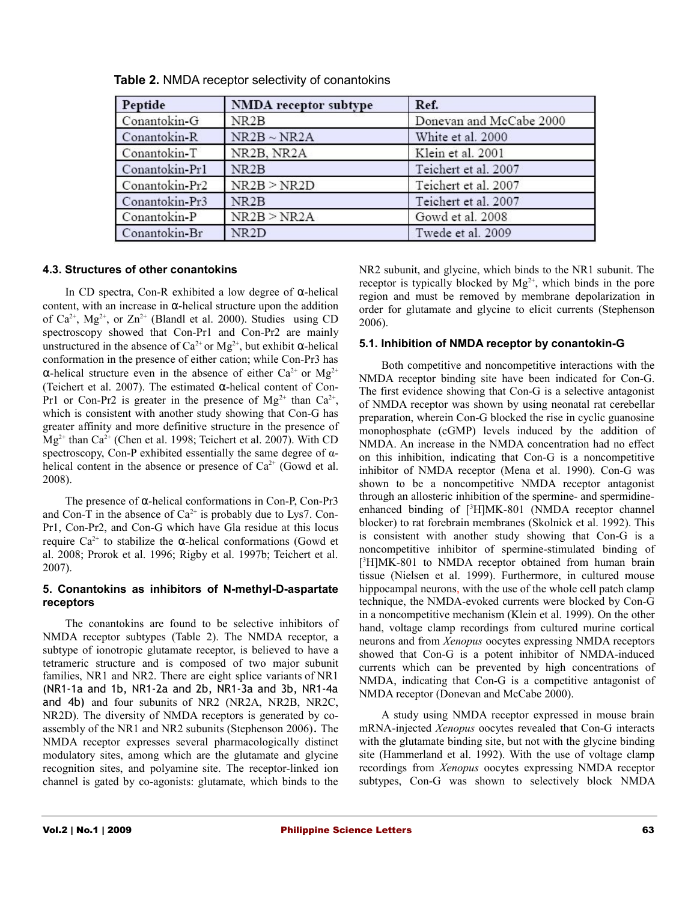**Table 2.** NMDA receptor selectivity of conantokins

| Peptide | NMDA receptor subtype | Ref. |
|---|---|---|
| Conantokin-G | NR2B | Donevan and McCabe 2000 |
| Conantokin-R | NR2B ~ NR2A | White et al. 2000 |
| Conantokin-T | NR2B, NR2A | Klein et al. 2001 |
| Conantokin-Pr1 | NR2B | Teichert et al. 2007 |
| Conantokin-Pr2 | NR2B > NR2D | Teichert et al. 2007 |
| Conantokin-Pr3 | NR2B | Teichert et al. 2007 |
| Conantokin-P | NR2B > NR2A | Gowd et al. 2008 |
| Conantokin-Br | NR2D | Twede et al. 2009 |

### 4.3. Structures of other conantokins

In CD spectra, Con-R exhibited a low degree of α-helical content, with an increase in α-helical structure upon the addition of $Ca^{2+}$, $Mg^{2+}$, or $Zn^{2+}$ (Blandl et al. 2000). Studies using CD spectroscopy showed that Con-Pr1 and Con-Pr2 are mainly unstructured in the absence of $Ca^{2+}$ or $Mg^{2+}$, but exhibit α-helical conformation in the presence of either cation; while Con-Pr3 has α-helical structure even in the absence of either $Ca^{2+}$ or $Mg^{2+}$ (Teichert et al. 2007). The estimated α-helical content of Con-Pr1 or Con-Pr2 is greater in the presence of $Mg^{2+}$ than $Ca^{2+}$, which is consistent with another study showing that Con-G has greater affinity and more definitive structure in the presence of $Mg^{2+}$ than $Ca^{2+}$ (Chen et al. 1998; Teichert et al. 2007). With CD spectroscopy, Con-P exhibited essentially the same degree of α-helical content in the absence or presence of $Ca^{2+}$ (Gowd et al. 2008).

The presence of α-helical conformations in Con-P, Con-Pr3 and Con-T in the absence of $Ca^{2+}$ is probably due to Lys7. Con-Pr1, Con-Pr2, and Con-G which have Gla residue at this locus require $Ca^{2+}$ to stabilize the α-helical conformations (Gowd et al. 2008; Prorok et al. 1996; Rigby et al. 1997b; Teichert et al. 2007).

## 5. Conantokins as inhibitors of N-methyl-D-aspartate receptors

The conantokins are found to be selective inhibitors of NMDA receptor subtypes (Table 2). The NMDA receptor, a subtype of ionotropic glutamate receptor, is believed to have a tetrameric structure and is composed of two major subunit families, NR1 and NR2. There are eight splice variants of NR1 (NR1-1a and 1b, NR1-2a and 2b, NR1-3a and 3b, NR1-4a and 4b) and four subunits of NR2 (NR2A, NR2B, NR2C, NR2D). The diversity of NMDA receptors is generated by co-assembly of the NR1 and NR2 subunits (Stephenson 2006). The NMDA receptor expresses several pharmacologically distinct modulatory sites, among which are the glutamate and glycine recognition sites, and polyamine site. The receptor-linked ion channel is gated by co-agonists: glutamate, which binds to the NR2 subunit, and glycine, which binds to the NR1 subunit. The receptor is typically blocked by $Mg^{2+}$, which binds in the pore region and must be removed by membrane depolarization in order for glutamate and glycine to elicit currents (Stephenson 2006).

### 5.1. Inhibition of NMDA receptor by conantokin-G

Both competitive and noncompetitive interactions with the NMDA receptor binding site have been indicated for Con-G. The first evidence showing that Con-G is a selective antagonist of NMDA receptor was shown by using neonatal rat cerebellar preparation, wherein Con-G blocked the rise in cyclic guanosine monophosphate (cGMP) levels induced by the addition of NMDA. An increase in the NMDA concentration had no effect on this inhibition, indicating that Con-G is a noncompetitive inhibitor of NMDA receptor (Mena et al. 1990). Con-G was shown to be a noncompetitive NMDA receptor antagonist through an allosteric inhibition of the spermine- and spermidine-enhanced binding of [$^3$H]MK-801 (NMDA receptor channel blocker) to rat forebrain membranes (Skolnick et al. 1992). This is consistent with another study showing that Con-G is a noncompetitive inhibitor of spermine-stimulated binding of [$^3$H]MK-801 to NMDA receptor obtained from human brain tissue (Nielsen et al. 1999). Furthermore, in cultured mouse hippocampal neurons, with the use of the whole cell patch clamp technique, the NMDA-evoked currents were blocked by Con-G in a noncompetitive mechanism (Klein et al. 1999). On the other hand, voltage clamp recordings from cultured murine cortical neurons and from *Xenopus* oocytes expressing NMDA receptors showed that Con-G is a potent inhibitor of NMDA-induced currents which can be prevented by high concentrations of NMDA, indicating that Con-G is a competitive antagonist of NMDA receptor (Donevan and McCabe 2000).

A study using NMDA receptor expressed in mouse brain mRNA-injected *Xenopus* oocytes revealed that Con-G interacts with the glutamate binding site, but not with the glycine binding site (Hammerland et al. 1992). With the use of voltage clamp recordings from *Xenopus* oocytes expressing NMDA receptor subtypes, Con-G was shown to selectively block NMDA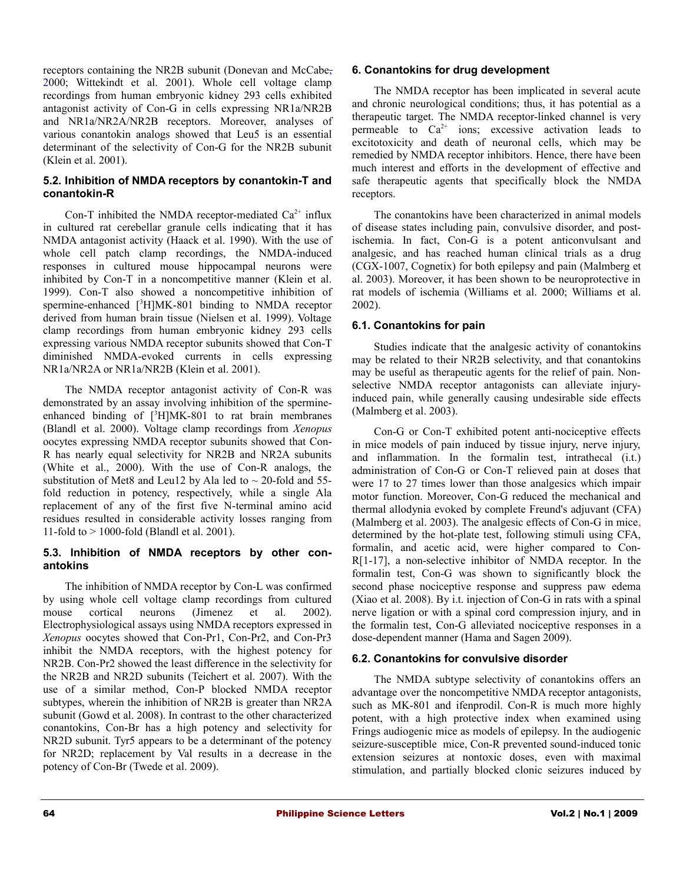receptors containing the NR2B subunit (Donevan and McCabe, 2000; Wittekindt et al. 2001). Whole cell voltage clamp recordings from human embryonic kidney 293 cells exhibited antagonist activity of Con-G in cells expressing NR1a/NR2B and NR1a/NR2A/NR2B receptors. Moreover, analyses of various conantokin analogs showed that Leu5 is an essential determinant of the selectivity of Con-G for the NR2B subunit (Klein et al. 2001).

### 5.2. Inhibition of NMDA receptors by conantokin-T and conantokin-R

Con-T inhibited the NMDA receptor-mediated $Ca^{2+}$ influx in cultured rat cerebellar granule cells indicating that it has NMDA antagonist activity (Haack et al. 1990). With the use of whole cell patch clamp recordings, the NMDA-induced responses in cultured mouse hippocampal neurons were inhibited by Con-T in a noncompetitive manner (Klein et al. 1999). Con-T also showed a noncompetitive inhibition of spermine-enhanced [$^3$H]MK-801 binding to NMDA receptor derived from human brain tissue (Nielsen et al. 1999). Voltage clamp recordings from human embryonic kidney 293 cells expressing various NMDA receptor subunits showed that Con-T diminished NMDA-evoked currents in cells expressing NR1a/NR2A or NR1a/NR2B (Klein et al. 2001).

The NMDA receptor antagonist activity of Con-R was demonstrated by an assay involving inhibition of the spermine-enhanced binding of [$^3$H]MK-801 to rat brain membranes (Blandl et al. 2000). Voltage clamp recordings from *Xenopus* oocytes expressing NMDA receptor subunits showed that Con-R has nearly equal selectivity for NR2B and NR2A subunits (White et al., 2000). With the use of Con-R analogs, the substitution of Met8 and Leu12 by Ala led to ~ 20-fold and 55-fold reduction in potency, respectively, while a single Ala replacement of any of the first five N-terminal amino acid residues resulted in considerable activity losses ranging from 11-fold to > 1000-fold (Blandl et al. 2001).

### 5.3. Inhibition of NMDA receptors by other conantokins

The inhibition of NMDA receptor by Con-L was confirmed by using whole cell voltage clamp recordings from cultured mouse cortical neurons (Jimenez et al. 2002). Electrophysiological assays using NMDA receptors expressed in *Xenopus* oocytes showed that Con-Pr1, Con-Pr2, and Con-Pr3 inhibit the NMDA receptors, with the highest potency for NR2B. Con-Pr2 showed the least difference in the selectivity for the NR2B and NR2D subunits (Teichert et al. 2007). With the use of a similar method, Con-P blocked NMDA receptor subtypes, wherein the inhibition of NR2B is greater than NR2A subunit (Gowd et al. 2008). In contrast to the other characterized conantokins, Con-Br has a high potency and selectivity for NR2D subunit. Tyr5 appears to be a determinant of the potency for NR2D; replacement by Val results in a decrease in the potency of Con-Br (Twede et al. 2009).

## 6. Conantokins for drug development

The NMDA receptor has been implicated in several acute and chronic neurological conditions; thus, it has potential as a therapeutic target. The NMDA receptor-linked channel is very permeable to $Ca^{2+}$ ions; excessive activation leads to excitotoxicity and death of neuronal cells, which may be remedied by NMDA receptor inhibitors. Hence, there have been much interest and efforts in the development of effective and safe therapeutic agents that specifically block the NMDA receptors.

The conantokins have been characterized in animal models of disease states including pain, convulsive disorder, and post-ischemia. In fact, Con-G is a potent anticonvulsant and analgesic, and has reached human clinical trials as a drug (CGX-1007, Cognetix) for both epilepsy and pain (Malmberg et al. 2003). Moreover, it has been shown to be neuroprotective in rat models of ischemia (Williams et al. 2000; Williams et al. 2002).

### 6.1. Conantokins for pain

Studies indicate that the analgesic activity of conantokins may be related to their NR2B selectivity, and that conantokins may be useful as therapeutic agents for the relief of pain. Non-selective NMDA receptor antagonists can alleviate injury-induced pain, while generally causing undesirable side effects (Malmberg et al. 2003).

Con-G or Con-T exhibited potent anti-nociceptive effects in mice models of pain induced by tissue injury, nerve injury, and inflammation. In the formalin test, intrathecal (i.t.) administration of Con-G or Con-T relieved pain at doses that were 17 to 27 times lower than those analgesics which impair motor function. Moreover, Con-G reduced the mechanical and thermal allodynia evoked by complete Freund's adjuvant (CFA) (Malmberg et al. 2003). The analgesic effects of Con-G in mice, determined by the hot-plate test, following stimuli using CFA, formalin, and acetic acid, were higher compared to Con-R[1-17], a non-selective inhibitor of NMDA receptor. In the formalin test, Con-G was shown to significantly block the second phase nociceptive response and suppress paw edema (Xiao et al. 2008). By i.t. injection of Con-G in rats with a spinal nerve ligation or with a spinal cord compression injury, and in the formalin test, Con-G alleviated nociceptive responses in a dose-dependent manner (Hama and Sagen 2009).

### 6.2. Conantokins for convulsive disorder

The NMDA subtype selectivity of conantokins offers an advantage over the noncompetitive NMDA receptor antagonists, such as MK-801 and ifenprodil. Con-R is much more highly potent, with a high protective index when examined using Frings audiogenic mice as models of epilepsy. In the audiogenic seizure-susceptible mice, Con-R prevented sound-induced tonic extension seizures at nontoxic doses, even with maximal stimulation, and partially blocked clonic seizures induced by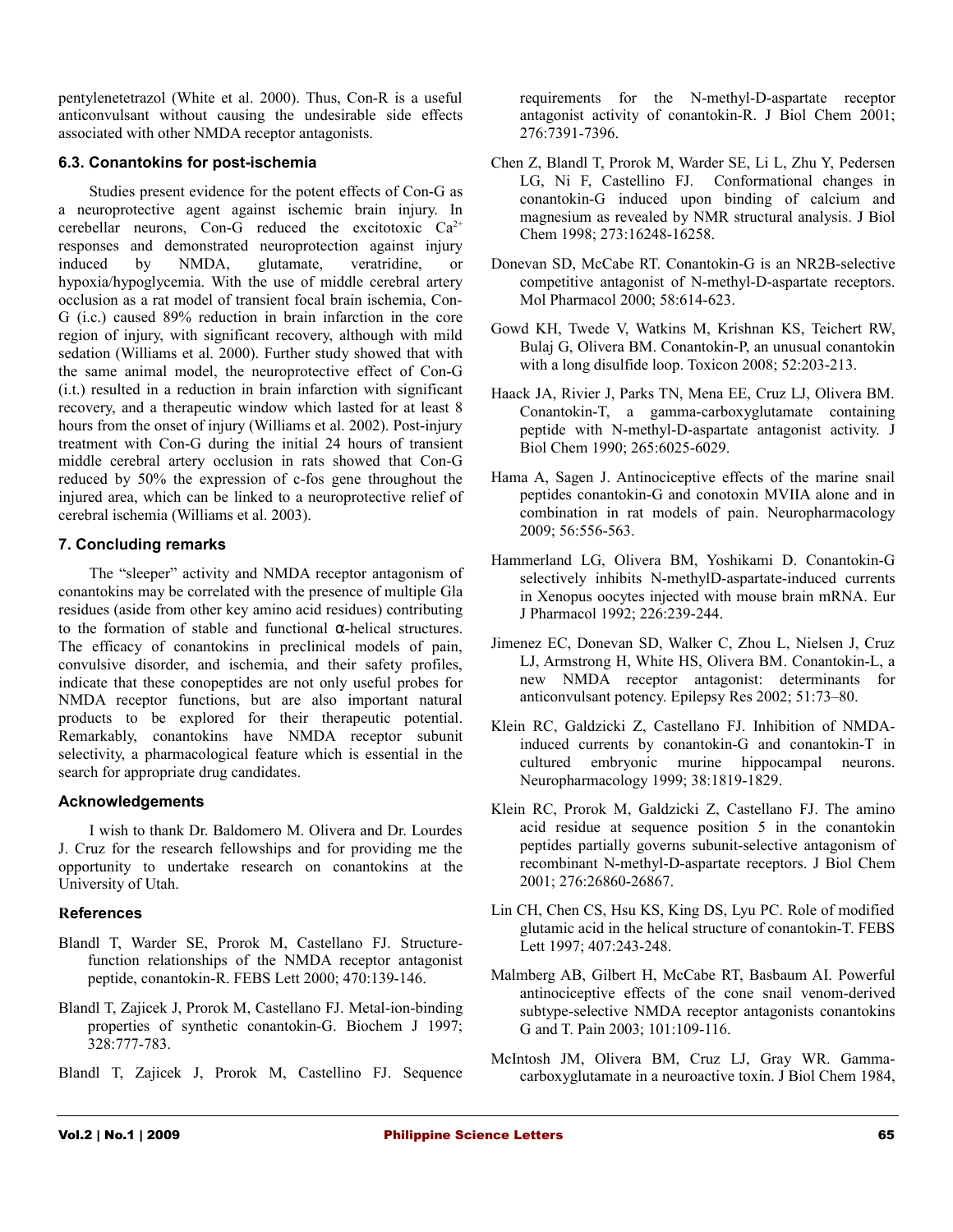pentylenetetrazol (White et al. 2000). Thus, Con-R is a useful anticonvulsant without causing the undesirable side effects associated with other NMDA receptor antagonists.

### 6.3. Conantokins for post-ischemia

Studies present evidence for the potent effects of Con-G as a neuroprotective agent against ischemic brain injury. In cerebellar neurons, Con-G reduced the excitotoxic $Ca^{2+}$ responses and demonstrated neuroprotection against injury induced by NMDA, glutamate, veratridine, or hypoxia/hypoglycemia. With the use of middle cerebral artery occlusion as a rat model of transient focal brain ischemia, Con-G (i.c.) caused 89% reduction in brain infarction in the core region of injury, with significant recovery, although with mild sedation (Williams et al. 2000). Further study showed that with the same animal model, the neuroprotective effect of Con-G (i.t.) resulted in a reduction in brain infarction with significant recovery, and a therapeutic window which lasted for at least 8 hours from the onset of injury (Williams et al. 2002). Post-injury treatment with Con-G during the initial 24 hours of transient middle cerebral artery occlusion in rats showed that Con-G reduced by 50% the expression of c-fos gene throughout the injured area, which can be linked to a neuroprotective relief of cerebral ischemia (Williams et al. 2003).

## 7. Concluding remarks

The "sleeper" activity and NMDA receptor antagonism of conantokins may be correlated with the presence of multiple Gla residues (aside from other key amino acid residues) contributing to the formation of stable and functional α-helical structures. The efficacy of conantokins in preclinical models of pain, convulsive disorder, and ischemia, and their safety profiles, indicate that these conopeptides are not only useful probes for NMDA receptor functions, but are also important natural products to be explored for their therapeutic potential. Remarkably, conantokins have NMDA receptor subunit selectivity, a pharmacological feature which is essential in the search for appropriate drug candidates.

## Acknowledgements

I wish to thank Dr. Baldomero M. Olivera and Dr. Lourdes J. Cruz for the research fellowships and for providing me the opportunity to undertake research on conantokins at the University of Utah.

## References

Blandl T, Warder SE, Prorok M, Castellano FJ. Structure-function relationships of the NMDA receptor antagonist peptide, conantokin-R. FEBS Lett 2000; 470:139-146.

Blandl T, Zajicek J, Prorok M, Castellano FJ. Metal-ion-binding properties of synthetic conantokin-G. Biochem J 1997; 328:777-783.

Blandl T, Zajicek J, Prorok M, Castellino FJ. Sequence requirements for the N-methyl-D-aspartate receptor antagonist activity of conantokin-R. J Biol Chem 2001; 276:7391-7396.

Chen Z, Blandl T, Prorok M, Warder SE, Li L, Zhu Y, Pedersen LG, Ni F, Castellino FJ. Conformational changes in conantokin-G induced upon binding of calcium and magnesium as revealed by NMR structural analysis. J Biol Chem 1998; 273:16248-16258.

Donevan SD, McCabe RT. Conantokin-G is an NR2B-selective competitive antagonist of N-methyl-D-aspartate receptors. Mol Pharmacol 2000; 58:614-623.

Gowd KH, Twede V, Watkins M, Krishnan KS, Teichert RW, Bulaj G, Olivera BM. Conantokin-P, an unusual conantokin with a long disulfide loop. Toxicon 2008; 52:203-213.

Haack JA, Rivier J, Parks TN, Mena EE, Cruz LJ, Olivera BM. Conantokin-T, a gamma-carboxyglutamate containing peptide with N-methyl-D-aspartate antagonist activity. J Biol Chem 1990; 265:6025-6029.

Hama A, Sagen J. Antinociceptive effects of the marine snail peptides conantokin-G and conotoxin MVIIA alone and in combination in rat models of pain. Neuropharmacology 2009; 56:556-563.

Hammerland LG, Olivera BM, Yoshikami D. Conantokin-G selectively inhibits N-methylD-aspartate-induced currents in Xenopus oocytes injected with mouse brain mRNA. Eur J Pharmacol 1992; 226:239-244.

Jimenez EC, Donevan SD, Walker C, Zhou L, Nielsen J, Cruz LJ, Armstrong H, White HS, Olivera BM. Conantokin-L, a new NMDA receptor antagonist: determinants for anticonvulsant potency. Epilepsy Res 2002; 51:73–80.

Klein RC, Galdzicki Z, Castellano FJ. Inhibition of NMDA-induced currents by conantokin-G and conantokin-T in cultured embryonic murine hippocampal neurons. Neuropharmacology 1999; 38:1819-1829.

Klein RC, Prorok M, Galdzicki Z, Castellano FJ. The amino acid residue at sequence position 5 in the conantokin peptides partially governs subunit-selective antagonism of recombinant N-methyl-D-aspartate receptors. J Biol Chem 2001; 276:26860-26867.

Lin CH, Chen CS, Hsu KS, King DS, Lyu PC. Role of modified glutamic acid in the helical structure of conantokin-T. FEBS Lett 1997; 407:243-248.

Malmberg AB, Gilbert H, McCabe RT, Basbaum AI. Powerful antinociceptive effects of the cone snail venom-derived subtype-selective NMDA receptor antagonists conantokins G and T. Pain 2003; 101:109-116.

McIntosh JM, Olivera BM, Cruz LJ, Gray WR. Gamma-carboxyglutamate in a neuroactive toxin. J Biol Chem 1984,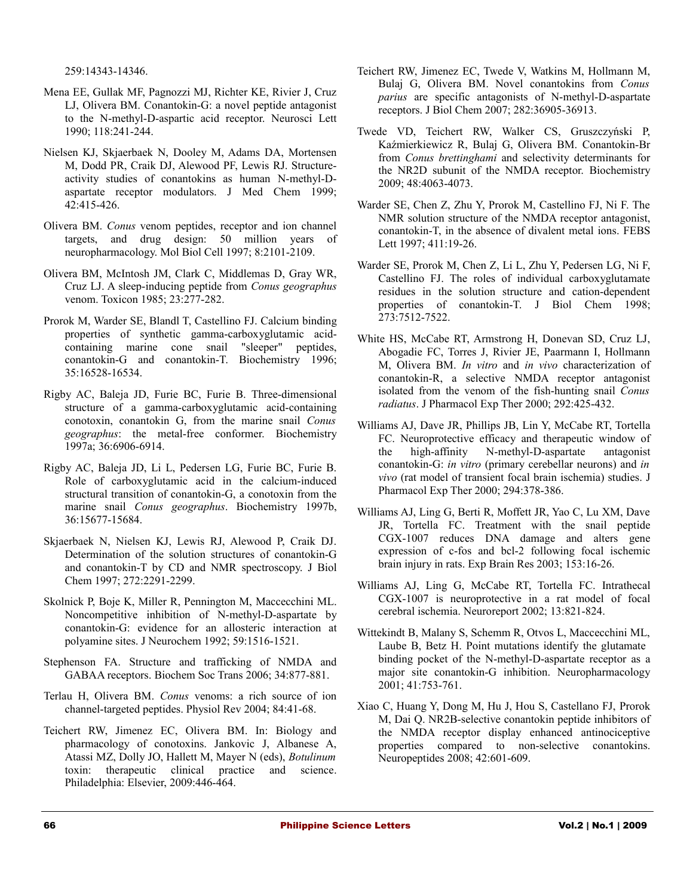259:14343-14346.

Mena EE, Gullak MF, Pagnozzi MJ, Richter KE, Rivier J, Cruz LJ, Olivera BM. Conantokin-G: a novel peptide antagonist to the N-methyl-D-aspartic acid receptor. Neurosci Lett 1990; 118:241-244.

Nielsen KJ, Skjaerbaek N, Dooley M, Adams DA, Mortensen M, Dodd PR, Craik DJ, Alewood PF, Lewis RJ. Structure-activity studies of conantokins as human N-methyl-D-aspartate receptor modulators. J Med Chem 1999; 42:415-426.

Olivera BM. *Conus* venom peptides, receptor and ion channel targets, and drug design: 50 million years of neuropharmacology. Mol Biol Cell 1997; 8:2101-2109.

Olivera BM, McIntosh JM, Clark C, Middlemas D, Gray WR, Cruz LJ. A sleep-inducing peptide from *Conus geographus* venom. Toxicon 1985; 23:277-282.

Prorok M, Warder SE, Blandl T, Castellino FJ. Calcium binding properties of synthetic gamma-carboxyglutamic acid-containing marine cone snail "sleeper" peptides, conantokin-G and conantokin-T. Biochemistry 1996; 35:16528-16534.

Rigby AC, Baleja JD, Furie BC, Furie B. Three-dimensional structure of a gamma-carboxyglutamic acid-containing conotoxin, conantokin G, from the marine snail *Conus geographus*: the metal-free conformer. Biochemistry 1997a; 36:6906-6914.

Rigby AC, Baleja JD, Li L, Pedersen LG, Furie BC, Furie B. Role of carboxyglutamic acid in the calcium-induced structural transition of conantokin-G, a conotoxin from the marine snail *Conus geographus*. Biochemistry 1997b, 36:15677-15684.

Skjaerbaek N, Nielsen KJ, Lewis RJ, Alewood P, Craik DJ. Determination of the solution structures of conantokin-G and conantokin-T by CD and NMR spectroscopy. J Biol Chem 1997; 272:2291-2299.

Skolnick P, Boje K, Miller R, Pennington M, Maccecchini ML. Noncompetitive inhibition of N-methyl-D-aspartate by conantokin-G: evidence for an allosteric interaction at polyamine sites. J Neurochem 1992; 59:1516-1521.

Stephenson FA. Structure and trafficking of NMDA and GABAA receptors. Biochem Soc Trans 2006; 34:877-881.

Terlau H, Olivera BM. *Conus* venoms: a rich source of ion channel-targeted peptides. Physiol Rev 2004; 84:41-68.

Teichert RW, Jimenez EC, Olivera BM. In: Biology and pharmacology of conotoxins. Jankovic J, Albanese A, Atassi MZ, Dolly JO, Hallett M, Mayer N (eds), *Botulinum* toxin: therapeutic clinical practice and science. Philadelphia: Elsevier, 2009:446-464.

Teichert RW, Jimenez EC, Twede V, Watkins M, Hollmann M, Bulaj G, Olivera BM. Novel conantokins from *Conus parius* are specific antagonists of N-methyl-D-aspartate receptors. J Biol Chem 2007; 282:36905-36913.

Twede VD, Teichert RW, Walker CS, Gruszczyński P, Kaźmierkiewicz R, Bulaj G, Olivera BM. Conantokin-Br from *Conus brettinghami* and selectivity determinants for the NR2D subunit of the NMDA receptor. Biochemistry 2009; 48:4063-4073.

Warder SE, Chen Z, Zhu Y, Prorok M, Castellino FJ, Ni F. The NMR solution structure of the NMDA receptor antagonist, conantokin-T, in the absence of divalent metal ions. FEBS Lett 1997; 411:19-26.

Warder SE, Prorok M, Chen Z, Li L, Zhu Y, Pedersen LG, Ni F, Castellino FJ. The roles of individual carboxyglutamate residues in the solution structure and cation-dependent properties of conantokin-T. J Biol Chem 1998; 273:7512-7522.

White HS, McCabe RT, Armstrong H, Donevan SD, Cruz LJ, Abogadie FC, Torres J, Rivier JE, Paarmann I, Hollmann M, Olivera BM. *In vitro* and *in vivo* characterization of conantokin-R, a selective NMDA receptor antagonist isolated from the venom of the fish-hunting snail *Conus radiatus*. J Pharmacol Exp Ther 2000; 292:425-432.

Williams AJ, Dave JR, Phillips JB, Lin Y, McCabe RT, Tortella FC. Neuroprotective efficacy and therapeutic window of the high-affinity N-methyl-D-aspartate antagonist conantokin-G: *in vitro* (primary cerebellar neurons) and *in vivo* (rat model of transient focal brain ischemia) studies. J Pharmacol Exp Ther 2000; 294:378-386.

Williams AJ, Ling G, Berti R, Moffett JR, Yao C, Lu XM, Dave JR, Tortella FC. Treatment with the snail peptide CGX-1007 reduces DNA damage and alters gene expression of c-fos and bcl-2 following focal ischemic brain injury in rats. Exp Brain Res 2003; 153:16-26.

Williams AJ, Ling G, McCabe RT, Tortella FC. Intrathecal CGX-1007 is neuroprotective in a rat model of focal cerebral ischemia. Neuroreport 2002; 13:821-824.

Wittekindt B, Malany S, Schemm R, Otvos L, Maccecchini ML, Laube B, Betz H. Point mutations identify the glutamate binding pocket of the N-methyl-D-aspartate receptor as a major site conantokin-G inhibition. Neuropharmacology 2001; 41:753-761.

Xiao C, Huang Y, Dong M, Hu J, Hou S, Castellano FJ, Prorok M, Dai Q. NR2B-selective conantokin peptide inhibitors of the NMDA receptor display enhanced antinociceptive properties compared to non-selective conantokins. Neuropeptides 2008; 42:601-609.